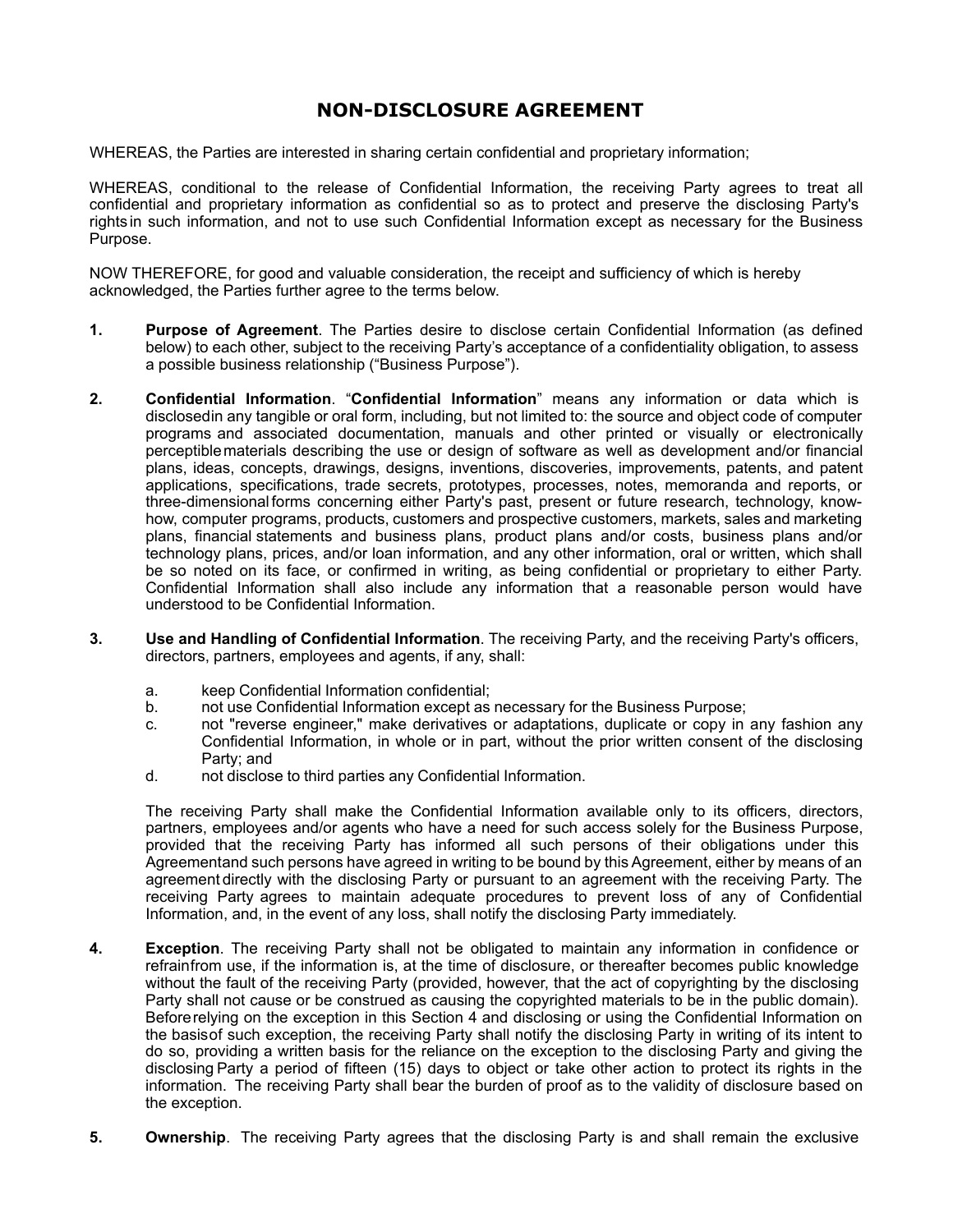# NON-DISCLOSURE AGREEMENT

WHEREAS, the Parties are interested in sharing certain confidential and proprietary information;

WHEREAS, conditional to the release of Confidential Information, the receiving Party agrees to treat all confidential and proprietary information as confidential so as to protect and preserve the disclosing Party's rights in such information, and not to use such Confidential Information except as necessary for the Business Purpose.

NOW THEREFORE, for good and valuable consideration, the receipt and sufficiency of which is hereby acknowledged, the Parties further agree to the terms below.

**1.** **Purpose of Agreement**. The Parties desire to disclose certain Confidential Information (as defined below) to each other, subject to the receiving Party's acceptance of a confidentiality obligation, to assess a possible business relationship ("Business Purpose").

**2.** **Confidential Information**. "**Confidential Information**" means any information or data which is disclosedin any tangible or oral form, including, but not limited to: the source and object code of computer programs and associated documentation, manuals and other printed or visually or electronically perceptiblematerials describing the use or design of software as well as development and/or financial plans, ideas, concepts, drawings, designs, inventions, discoveries, improvements, patents, and patent applications, specifications, trade secrets, prototypes, processes, notes, memoranda and reports, or three-dimensionalforms concerning either Party's past, present or future research, technology, know-how, computer programs, products, customers and prospective customers, markets, sales and marketing plans, financial statements and business plans, product plans and/or costs, business plans and/or technology plans, prices, and/or loan information, and any other information, oral or written, which shall be so noted on its face, or confirmed in writing, as being confidential or proprietary to either Party. Confidential Information shall also include any information that a reasonable person would have understood to be Confidential Information.

**3.** **Use and Handling of Confidential Information**. The receiving Party, and the receiving Party's officers, directors, partners, employees and agents, if any, shall:

a. keep Confidential Information confidential;
b. not use Confidential Information except as necessary for the Business Purpose;
c. not "reverse engineer," make derivatives or adaptations, duplicate or copy in any fashion any Confidential Information, in whole or in part, without the prior written consent of the disclosing Party; and
d. not disclose to third parties any Confidential Information.

The receiving Party shall make the Confidential Information available only to its officers, directors, partners, employees and/or agents who have a need for such access solely for the Business Purpose, provided that the receiving Party has informed all such persons of their obligations under this Agreementand such persons have agreed in writing to be bound by this Agreement, either by means of an agreement directly with the disclosing Party or pursuant to an agreement with the receiving Party. The receiving Party agrees to maintain adequate procedures to prevent loss of any of Confidential Information, and, in the event of any loss, shall notify the disclosing Party immediately.

**4.** **Exception**. The receiving Party shall not be obligated to maintain any information in confidence or refrainfrom use, if the information is, at the time of disclosure, or thereafter becomes public knowledge without the fault of the receiving Party (provided, however, that the act of copyrighting by the disclosing Party shall not cause or be construed as causing the copyrighted materials to be in the public domain). Beforerelying on the exception in this Section 4 and disclosing or using the Confidential Information on the basisof such exception, the receiving Party shall notify the disclosing Party in writing of its intent to do so, providing a written basis for the reliance on the exception to the disclosing Party and giving the disclosing Party a period of fifteen (15) days to object or take other action to protect its rights in the information. The receiving Party shall bear the burden of proof as to the validity of disclosure based on the exception.

**5.** **Ownership**. The receiving Party agrees that the disclosing Party is and shall remain the exclusive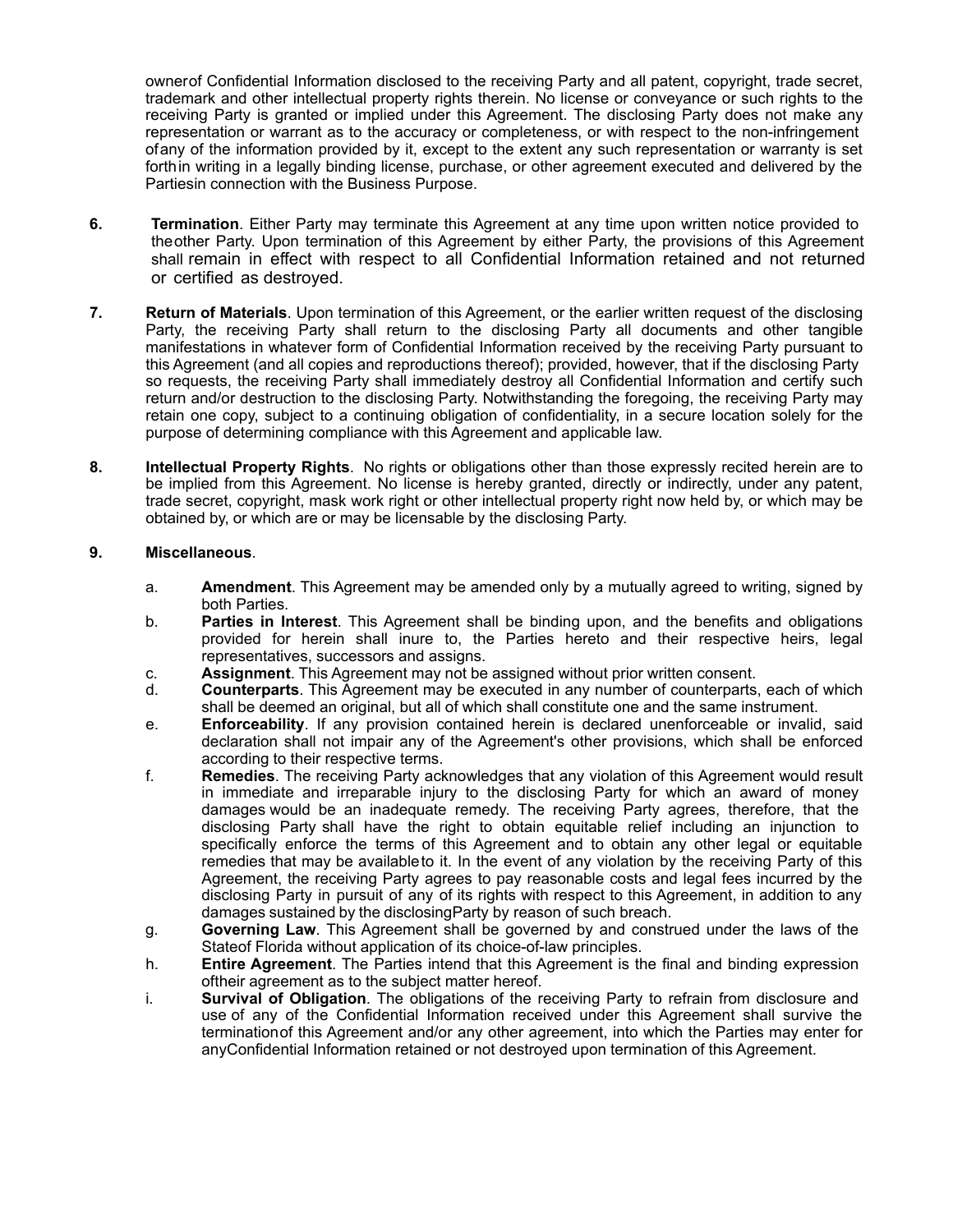ownerof Confidential Information disclosed to the receiving Party and all patent, copyright, trade secret, trademark and other intellectual property rights therein. No license or conveyance or such rights to the receiving Party is granted or implied under this Agreement. The disclosing Party does not make any representation or warrant as to the accuracy or completeness, or with respect to the non-infringement ofany of the information provided by it, except to the extent any such representation or warranty is set forthin writing in a legally binding license, purchase, or other agreement executed and delivered by the Partiesin connection with the Business Purpose.

**6.** **Termination**. Either Party may terminate this Agreement at any time upon written notice provided to theother Party. Upon termination of this Agreement by either Party, the provisions of this Agreement shall remain in effect with respect to all Confidential Information retained and not returned or certified as destroyed.

**7.** **Return of Materials**. Upon termination of this Agreement, or the earlier written request of the disclosing Party, the receiving Party shall return to the disclosing Party all documents and other tangible manifestations in whatever form of Confidential Information received by the receiving Party pursuant to this Agreement (and all copies and reproductions thereof); provided, however, that if the disclosing Party so requests, the receiving Party shall immediately destroy all Confidential Information and certify such return and/or destruction to the disclosing Party. Notwithstanding the foregoing, the receiving Party may retain one copy, subject to a continuing obligation of confidentiality, in a secure location solely for the purpose of determining compliance with this Agreement and applicable law.

**8.** **Intellectual Property Rights**. No rights or obligations other than those expressly recited herein are to be implied from this Agreement. No license is hereby granted, directly or indirectly, under any patent, trade secret, copyright, mask work right or other intellectual property right now held by, or which may be obtained by, or which are or may be licensable by the disclosing Party.

**9.** **Miscellaneous**.

a. **Amendment**. This Agreement may be amended only by a mutually agreed to writing, signed by both Parties.

b. **Parties in Interest**. This Agreement shall be binding upon, and the benefits and obligations provided for herein shall inure to, the Parties hereto and their respective heirs, legal representatives, successors and assigns.

c. **Assignment**. This Agreement may not be assigned without prior written consent.

d. **Counterparts**. This Agreement may be executed in any number of counterparts, each of which shall be deemed an original, but all of which shall constitute one and the same instrument.

e. **Enforceability**. If any provision contained herein is declared unenforceable or invalid, said declaration shall not impair any of the Agreement's other provisions, which shall be enforced according to their respective terms.

f. **Remedies**. The receiving Party acknowledges that any violation of this Agreement would result in immediate and irreparable injury to the disclosing Party for which an award of money damages would be an inadequate remedy. The receiving Party agrees, therefore, that the disclosing Party shall have the right to obtain equitable relief including an injunction to specifically enforce the terms of this Agreement and to obtain any other legal or equitable remedies that may be availableto it. In the event of any violation by the receiving Party of this Agreement, the receiving Party agrees to pay reasonable costs and legal fees incurred by the disclosing Party in pursuit of any of its rights with respect to this Agreement, in addition to any damages sustained by the disclosingParty by reason of such breach.

g. **Governing Law**. This Agreement shall be governed by and construed under the laws of the Stateof Florida without application of its choice-of-law principles.

h. **Entire Agreement**. The Parties intend that this Agreement is the final and binding expression oftheir agreement as to the subject matter hereof.

i. **Survival of Obligation**. The obligations of the receiving Party to refrain from disclosure and use of any of the Confidential Information received under this Agreement shall survive the terminationof this Agreement and/or any other agreement, into which the Parties may enter for anyConfidential Information retained or not destroyed upon termination of this Agreement.